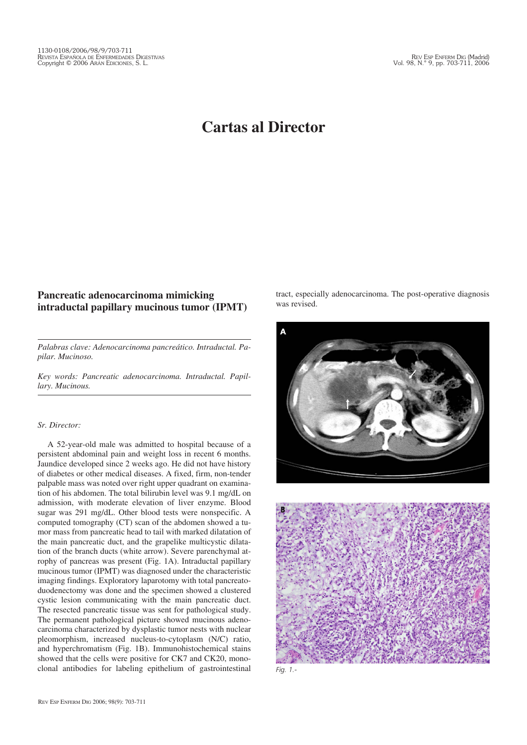# Cartas al Director

## Pancreatic adenocarcinoma mimicking intraductal papillary mucinous tumor (IPMT)

*Palabras clave: Adenocarcinoma pancreático. Intraductal. Papilar. Mucinoso.*

*Key words: Pancreatic adenocarcinoma. Intraductal. Papillary. Mucinous.*

*Sr. Director:*

A 52-year-old male was admitted to hospital because of a persistent abdominal pain and weight loss in recent 6 months. Jaundice developed since 2 weeks ago. He did not have history of diabetes or other medical diseases. A fixed, firm, non-tender palpable mass was noted over right upper quadrant on examination of his abdomen. The total bilirubin level was 9.1 mg/dL on admission, with moderate elevation of liver enzyme. Blood sugar was 291 mg/dL. Other blood tests were nonspecific. A computed tomography (CT) scan of the abdomen showed a tumor mass from pancreatic head to tail with marked dilatation of the main pancreatic duct, and the grapelike multicystic dilatation of the branch ducts (white arrow). Severe parenchymal atrophy of pancreas was present (Fig. 1A). Intraductal papillary mucinous tumor (IPMT) was diagnosed under the characteristic imaging findings. Exploratory laparotomy with total pancreatoduodenectomy was done and the specimen showed a clustered cystic lesion communicating with the main pancreatic duct. The resected pancreatic tissue was sent for pathological study. The permanent pathological picture showed mucinous adenocarcinoma characterized by dysplastic tumor nests with nuclear pleomorphism, increased nucleus-to-cytoplasm (N/C) ratio, and hyperchromatism (Fig. 1B). Immunohistochemical stains showed that the cells were positive for CK7 and CK20, monoclonal antibodies for labeling epithelium of gastrointestinal tract, especially adenocarcinoma. The post-operative diagnosis was revised.

Fig. 1.-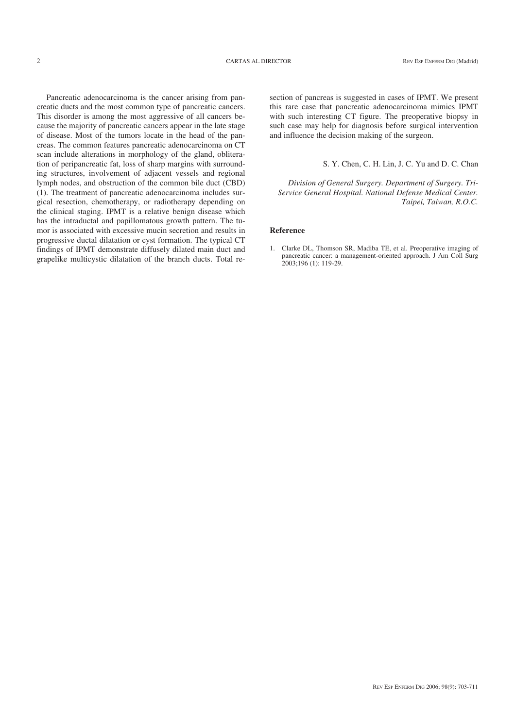Pancreatic adenocarcinoma is the cancer arising from pancreatic ducts and the most common type of pancreatic cancers. This disorder is among the most aggressive of all cancers because the majority of pancreatic cancers appear in the late stage of disease. Most of the tumors locate in the head of the pancreas. The common features pancreatic adenocarcinoma on CT scan include alterations in morphology of the gland, obliteration of peripancreatic fat, loss of sharp margins with surrounding structures, involvement of adjacent vessels and regional lymph nodes, and obstruction of the common bile duct (CBD) (1). The treatment of pancreatic adenocarcinoma includes surgical resection, chemotherapy, or radiotherapy depending on the clinical staging. IPMT is a relative benign disease which has the intraductal and papillomatous growth pattern. The tumor is associated with excessive mucin secretion and results in progressive ductal dilatation or cyst formation. The typical CT findings of IPMT demonstrate diffusely dilated main duct and grapelike multicystic dilatation of the branch ducts. Total resection of pancreas is suggested in cases of IPMT. We present this rare case that pancreatic adenocarcinoma mimics IPMT with such interesting CT figure. The preoperative biopsy in such case may help for diagnosis before surgical intervention and influence the decision making of the surgeon.

S. Y. Chen, C. H. Lin, J. C. Yu and D. C. Chan

*Division of General Surgery. Department of Surgery. Tri-Service General Hospital. National Defense Medical Center. Taipei, Taiwan, R.O.C.*

## Reference

1. Clarke DL, Thomson SR, Madiba TE, et al. Preoperative imaging of pancreatic cancer: a management-oriented approach. J Am Coll Surg 2003;196 (1): 119-29.